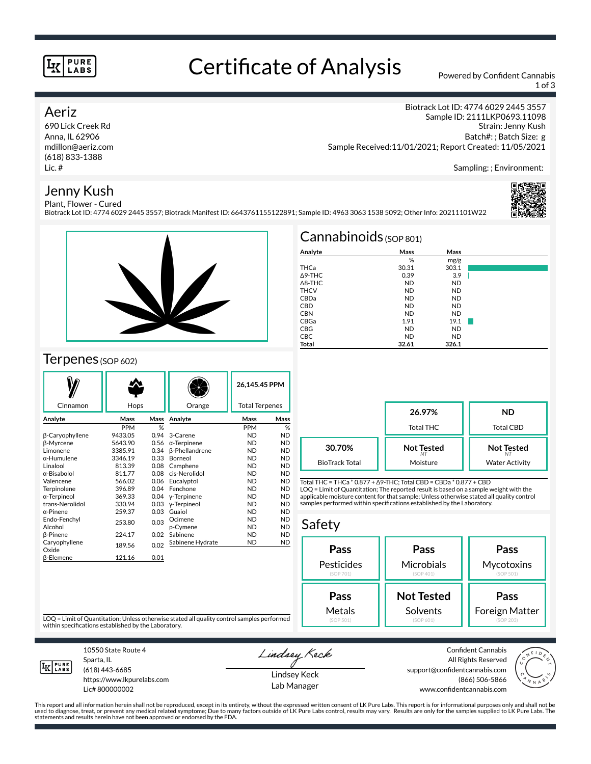# Certificate of Analysis

Powered by Confident Cannabis

## Aeriz

690 Lick Creek Rd
Anna, IL 62906
mdillon@aeriz.com
(618) 833-1388
Lic. #

Biotrack Lot ID: 4774 6029 2445 3557
Sample ID: 2111LKP0693.11098
Strain: Jenny Kush
Batch#: ; Batch Size: g
Sample Received:11/01/2021; Report Created: 11/05/2021

Sampling: ; Environment:

## Jenny Kush

Plant, Flower - Cured
Biotrack Lot ID: 4774 6029 2445 3557; Biotrack Manifest ID: 6643761155122891; Sample ID: 4963 3063 1538 5092; Other Info: 20211101W22

## Cannabinoids (SOP 801)

| Analyte | Mass | Mass |
|---|---|---|
| | % | mg/g |
| THCa | 30.31 | 303.1 |
| Δ9-THC | 0.39 | 3.9 |
| Δ8-THC | ND | ND |
| THCV | ND | ND |
| CBDa | ND | ND |
| CBD | ND | ND |
| CBN | ND | ND |
| CBGa | 1.91 | 19.1 |
| CBG | ND | ND |
| CBC | ND | ND |
| **Total** | **32.61** | **326.1** |

**26.97%** Total THC

**ND** Total CBD

**30.70%** BioTrack Total

**Not Tested** Moisture

**Not Tested** Water Activity

Total THC = THCa * 0.877 + Δ9-THC; Total CBD = CBDa * 0.877 + CBD
LOQ = Limit of Quantitation; The reported result is based on a sample weight with the applicable moisture content for that sample; Unless otherwise stated all quality control samples performed within specifications established by the Laboratory.

## Terpenes (SOP 602)

Cinnamon | Hops | Orange | **26,145.45 PPM** Total Terpenes

| Analyte | Mass | Mass | Analyte | Mass | Mass |
|---|---|---|---|---|---|
| | PPM | % | | PPM | % |
| β-Caryophyllene | 9433.05 | 0.94 | 3-Carene | ND | ND |
| β-Myrcene | 5643.90 | 0.56 | α-Terpinene | ND | ND |
| Limonene | 3385.91 | 0.34 | β-Phellandrene | ND | ND |
| α-Humulene | 3346.19 | 0.33 | Borneol | ND | ND |
| Linalool | 813.39 | 0.08 | Camphene | ND | ND |
| α-Bisabolol | 811.77 | 0.08 | cis-Nerolidol | ND | ND |
| Valencene | 566.02 | 0.06 | Eucalyptol | ND | ND |
| Terpinolene | 396.89 | 0.04 | Fenchone | ND | ND |
| α-Terpineol | 369.33 | 0.04 | γ-Terpinene | ND | ND |
| trans-Nerolidol | 330.94 | 0.03 | γ-Terpineol | ND | ND |
| α-Pinene | 259.37 | 0.03 | Guaiol | ND | ND |
| Endo-Fenchyl Alcohol | 253.80 | 0.03 | Ocimene | ND | ND |
| | | | p-Cymene | ND | ND |
| β-Pinene | 224.17 | 0.02 | Sabinene | ND | ND |
| Caryophyllene Oxide | 189.56 | 0.02 | Sabinene Hydrate | ND | ND |
| β-Elemene | 121.16 | 0.01 | | | |

LOQ = Limit of Quantitation; Unless otherwise stated all quality control samples performed within specifications established by the Laboratory.

## Safety

| Pesticides (SOP 701) | Microbials (SOP 401) | Mycotoxins (SOP 501) |
|---|---|---|
| **Pass** | **Pass** | **Pass** |

| Metals (SOP 501) | Solvents (SOP 601) | Foreign Matter (SOP 203) |
|---|---|---|
| **Pass** | **Not Tested** | **Pass** |

10550 State Route 4
Sparta, IL
(618) 443-6685
https://www.lkpurelabs.com
Lic# 800000002

Lindsey Keck
Lab Manager

Confident Cannabis
All Rights Reserved
support@confidentcannabis.com
(866) 506-5866
www.confidentcannabis.com

This report and all information herein shall not be reproduced, except in its entirety, without the expressed written consent of LK Pure Labs. This report is for informational purposes only and shall not be used to diagnose, treat, or prevent any medical related symptome; Due to many factors outside of LK Pure Labs control, results may vary. Results are only for the samples supplied to LK Pure Labs. The statements and results herein have not been approved or endorsed by the FDA.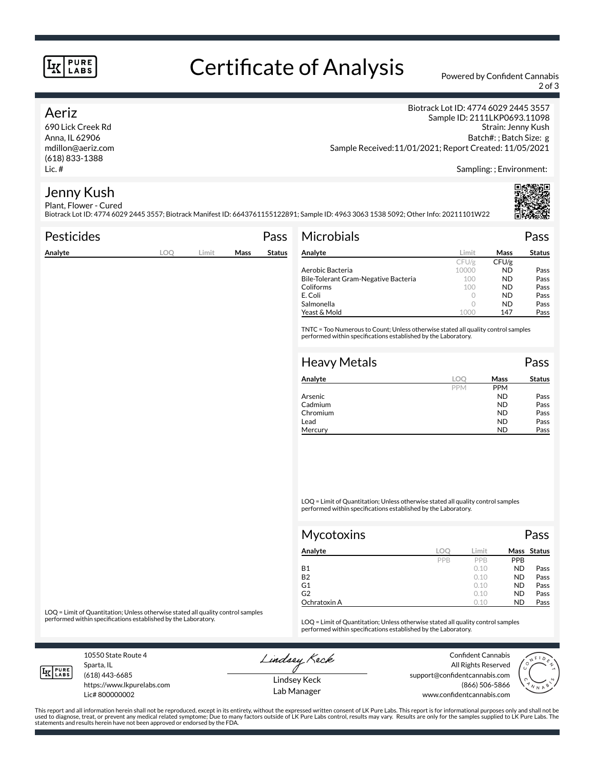# Certificate of Analysis

Powered by Confident Cannabis

**Aeriz**
690 Lick Creek Rd
Anna, IL 62906
mdillon@aeriz.com
(618) 833-1388
Lic. #

Biotrack Lot ID: 4774 6029 2445 3557
Sample ID: 2111LKP0693.11098
Strain: Jenny Kush
Batch#: ; Batch Size: g
Sample Received:11/01/2021; Report Created: 11/05/2021

Sampling: ; Environment:

## Jenny Kush

Plant, Flower - Cured
Biotrack Lot ID: 4774 6029 2445 3557; Biotrack Manifest ID: 6643761155122891; Sample ID: 4963 3063 1538 5092; Other Info: 20211101W22

### Pesticides — Pass

| Analyte | LOQ | Limit | Mass | Status |
|---|---|---|---|---|

LOQ = Limit of Quantitation; Unless otherwise stated all quality control samples performed within specifications established by the Laboratory.

### Microbials — Pass

| Analyte | Limit | Mass | Status |
|---|---|---|---|
| | CFU/g | CFU/g | |
| Aerobic Bacteria | 10000 | ND | Pass |
| Bile-Tolerant Gram-Negative Bacteria | 100 | ND | Pass |
| Coliforms | 100 | ND | Pass |
| E. Coli | 0 | ND | Pass |
| Salmonella | 0 | ND | Pass |
| Yeast & Mold | 1000 | 147 | Pass |

TNTC = Too Numerous to Count; Unless otherwise stated all quality control samples performed within specifications established by the Laboratory.

### Heavy Metals — Pass

| Analyte | LOQ | Mass | Status |
|---|---|---|---|
| | PPM | PPM | |
| Arsenic | | ND | Pass |
| Cadmium | | ND | Pass |
| Chromium | | ND | Pass |
| Lead | | ND | Pass |
| Mercury | | ND | Pass |

LOQ = Limit of Quantitation; Unless otherwise stated all quality control samples performed within specifications established by the Laboratory.

### Mycotoxins — Pass

| Analyte | LOQ | Limit | Mass | Status |
|---|---|---|---|---|
| | PPB | PPB | PPB | |
| B1 | | 0.10 | ND | Pass |
| B2 | | 0.10 | ND | Pass |
| G1 | | 0.10 | ND | Pass |
| G2 | | 0.10 | ND | Pass |
| Ochratoxin A | | 0.10 | ND | Pass |

LOQ = Limit of Quantitation; Unless otherwise stated all quality control samples performed within specifications established by the Laboratory.

10550 State Route 4
Sparta, IL
(618) 443-6685
https://www.lkpurelabs.com
Lic# 800000002

Lindsey Keck
Lab Manager

Confident Cannabis
All Rights Reserved
support@confidentcannabis.com
(866) 506-5866
www.confidentcannabis.com

This report and all information herein shall not be reproduced, except in its entirety, without the expressed written consent of LK Pure Labs. This report is for informational purposes only and shall not be used to diagnose, treat, or prevent any medical related symptome; Due to many factors outside of LK Pure Labs control, results may vary. Results are only for the samples supplied to LK Pure Labs. The statements and results herein have not been approved or endorsed by the FDA.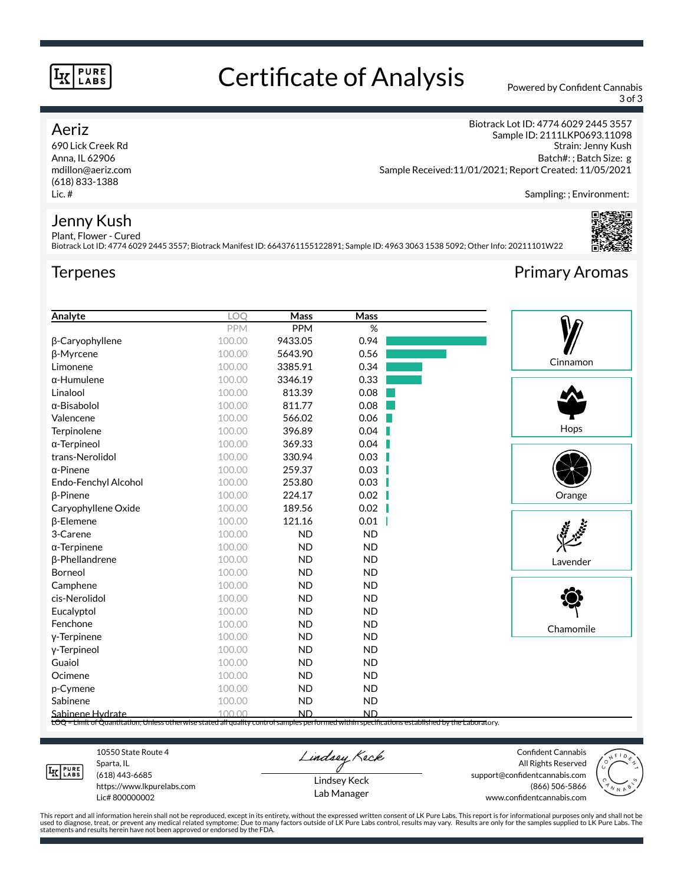# Certificate of Analysis

Powered by Confident Cannabis

## Aeriz

690 Lick Creek Rd
Anna, IL 62906
mdillon@aeriz.com
(618) 833-1388
Lic. #

Biotrack Lot ID: 4774 6029 2445 3557
Sample ID: 2111LKP0693.11098
Strain: Jenny Kush
Batch#: ; Batch Size: g
Sample Received:11/01/2021; Report Created: 11/05/2021

Sampling: ; Environment:

## Jenny Kush

Plant, Flower - Cured
Biotrack Lot ID: 4774 6029 2445 3557; Biotrack Manifest ID: 6643761155122891; Sample ID: 4963 3063 1538 5092; Other Info: 20211101W22

## Terpenes

| Analyte | LOQ | Mass | Mass |
|---|---|---|---|
| | PPM | PPM | % |
| β-Caryophyllene | 100.00 | 9433.05 | 0.94 |
| β-Myrcene | 100.00 | 5643.90 | 0.56 |
| Limonene | 100.00 | 3385.91 | 0.34 |
| α-Humulene | 100.00 | 3346.19 | 0.33 |
| Linalool | 100.00 | 813.39 | 0.08 |
| α-Bisabolol | 100.00 | 811.77 | 0.08 |
| Valencene | 100.00 | 566.02 | 0.06 |
| Terpinolene | 100.00 | 396.89 | 0.04 |
| α-Terpineol | 100.00 | 369.33 | 0.04 |
| trans-Nerolidol | 100.00 | 330.94 | 0.03 |
| α-Pinene | 100.00 | 259.37 | 0.03 |
| Endo-Fenchyl Alcohol | 100.00 | 253.80 | 0.03 |
| β-Pinene | 100.00 | 224.17 | 0.02 |
| Caryophyllene Oxide | 100.00 | 189.56 | 0.02 |
| β-Elemene | 100.00 | 121.16 | 0.01 |
| 3-Carene | 100.00 | ND | ND |
| α-Terpinene | 100.00 | ND | ND |
| β-Phellandrene | 100.00 | ND | ND |
| Borneol | 100.00 | ND | ND |
| Camphene | 100.00 | ND | ND |
| cis-Nerolidol | 100.00 | ND | ND |
| Eucalyptol | 100.00 | ND | ND |
| Fenchone | 100.00 | ND | ND |
| γ-Terpinene | 100.00 | ND | ND |
| γ-Terpineol | 100.00 | ND | ND |
| Guaiol | 100.00 | ND | ND |
| Ocimene | 100.00 | ND | ND |
| p-Cymene | 100.00 | ND | ND |
| Sabinene | 100.00 | ND | ND |
| Sabinene Hydrate | 100.00 | ND | ND |

LOQ = Limit of Quantitation; Unless otherwise stated all quality control samples performed within specifications established by the Laboratory.

## Primary Aromas

Cinnamon
Hops
Orange
Lavender
Chamomile

10550 State Route 4
Sparta, IL
(618) 443-6685
https://www.lkpurelabs.com
Lic# 800000002

Lindsey Keck
Lab Manager

Confident Cannabis
All Rights Reserved
support@confidentcannabis.com
(866) 506-5866
www.confidentcannabis.com

This report and all information herein shall not be reproduced, except in its entirety, without the expressed written consent of LK Pure Labs. This report is for informational purposes only and shall not be used to diagnose, treat, or prevent any medical related symptome; Due to many factors outside of LK Pure Labs control, results may vary. Results are only for the samples supplied to LK Pure Labs. The statements and results herein have not been approved or endorsed by the FDA.